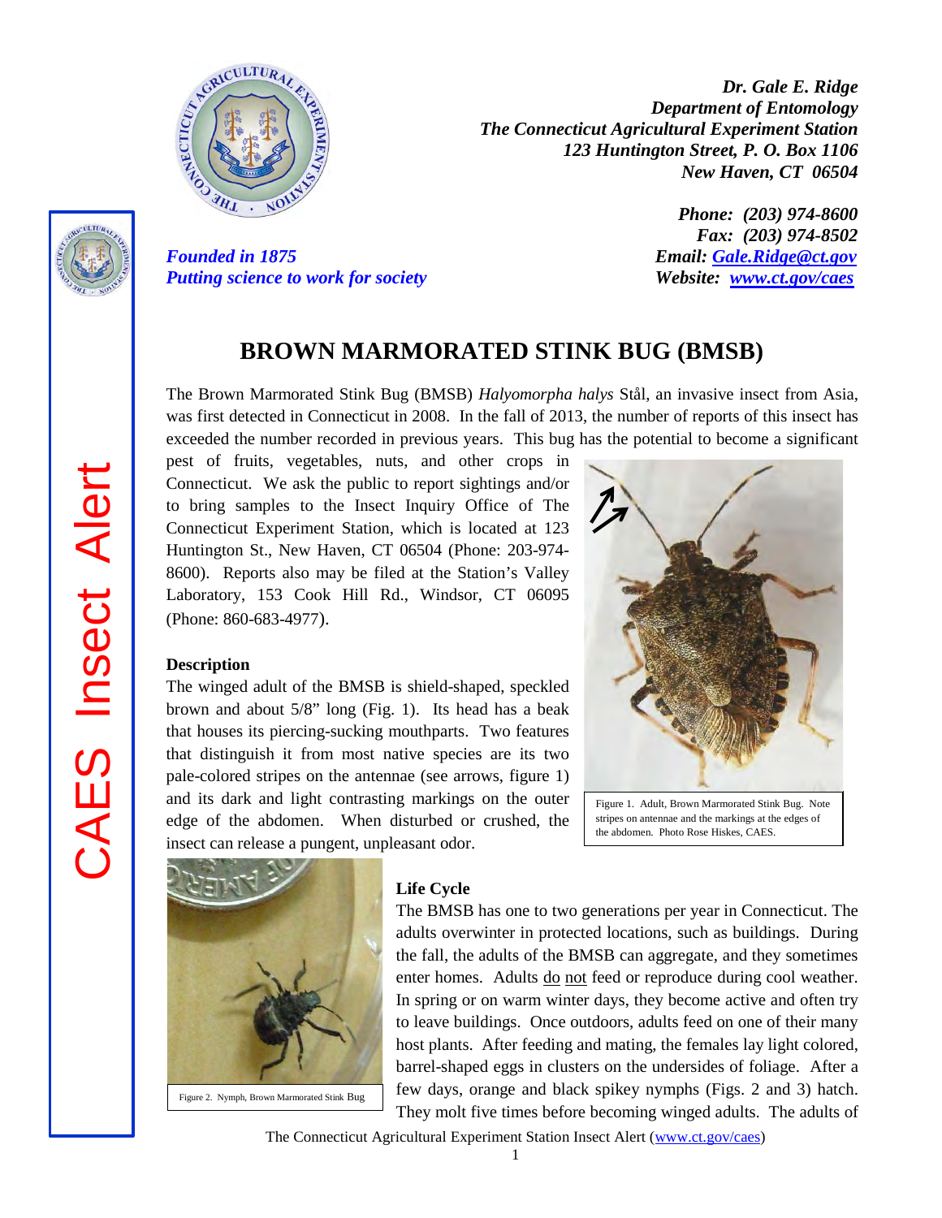*Dr. Gale E. Ridge*
*Department of Entomology*
*The Connecticut Agricultural Experiment Station*
*123 Huntington Street, P. O. Box 1106*
*New Haven, CT 06504*

*Phone: (203) 974-8600*
*Fax: (203) 974-8502*
*Email: Gale.Ridge@ct.gov*
*Website: www.ct.gov/caes*

*Founded in 1875*
*Putting science to work for society*

CAES Insect Alert

# BROWN MARMORATED STINK BUG (BMSB)

The Brown Marmorated Stink Bug (BMSB) *Halyomorpha halys* Stål, an invasive insect from Asia, was first detected in Connecticut in 2008. In the fall of 2013, the number of reports of this insect has exceeded the number recorded in previous years. This bug has the potential to become a significant pest of fruits, vegetables, nuts, and other crops in Connecticut. We ask the public to report sightings and/or to bring samples to the Insect Inquiry Office of The Connecticut Experiment Station, which is located at 123 Huntington St., New Haven, CT 06504 (Phone: 203-974-8600). Reports also may be filed at the Station's Valley Laboratory, 153 Cook Hill Rd., Windsor, CT 06095 (Phone: 860-683-4977).

Figure 1. Adult, Brown Marmorated Stink Bug. Note stripes on antennae and the markings at the edges of the abdomen. Photo Rose Hiskes, CAES.

## Description

The winged adult of the BMSB is shield-shaped, speckled brown and about 5/8" long (Fig. 1). Its head has a beak that houses its piercing-sucking mouthparts. Two features that distinguish it from most native species are its two pale-colored stripes on the antennae (see arrows, figure 1) and its dark and light contrasting markings on the outer edge of the abdomen. When disturbed or crushed, the insect can release a pungent, unpleasant odor.

Figure 2. Nymph, Brown Marmorated Stink Bug

## Life Cycle

The BMSB has one to two generations per year in Connecticut. The adults overwinter in protected locations, such as buildings. During the fall, the adults of the BMSB can aggregate, and they sometimes enter homes. Adults do not feed or reproduce during cool weather. In spring or on warm winter days, they become active and often try to leave buildings. Once outdoors, adults feed on one of their many host plants. After feeding and mating, the females lay light colored, barrel-shaped eggs in clusters on the undersides of foliage. After a few days, orange and black spikey nymphs (Figs. 2 and 3) hatch. They molt five times before becoming winged adults. The adults of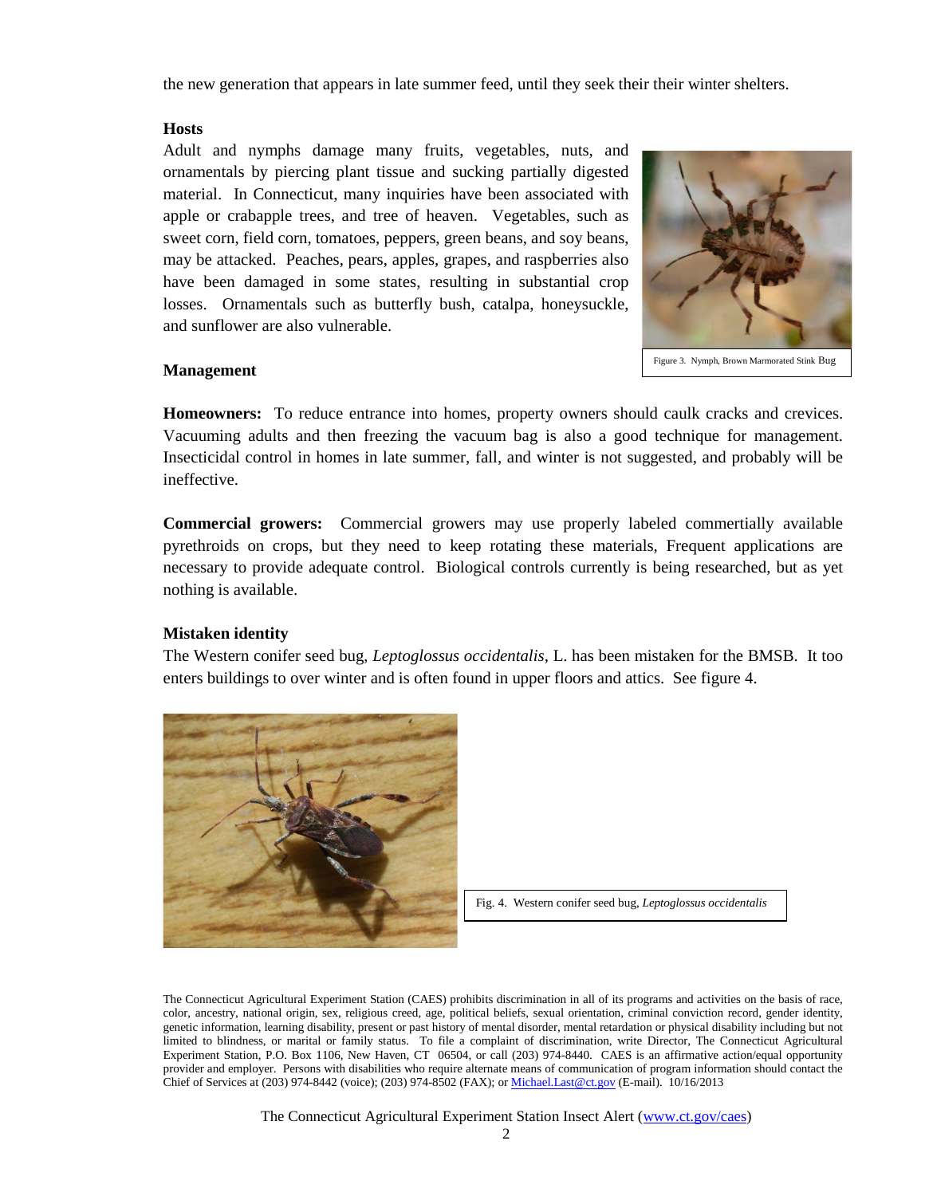the new generation that appears in late summer feed, until they seek their their winter shelters.

**Hosts**

Adult and nymphs damage many fruits, vegetables, nuts, and ornamentals by piercing plant tissue and sucking partially digested material. In Connecticut, many inquiries have been associated with apple or crabapple trees, and tree of heaven. Vegetables, such as sweet corn, field corn, tomatoes, peppers, green beans, and soy beans, may be attacked. Peaches, pears, apples, grapes, and raspberries also have been damaged in some states, resulting in substantial crop losses. Ornamentals such as butterfly bush, catalpa, honeysuckle, and sunflower are also vulnerable.

Figure 3. Nymph, Brown Marmorated Stink Bug

**Management**

**Homeowners:** To reduce entrance into homes, property owners should caulk cracks and crevices. Vacuuming adults and then freezing the vacuum bag is also a good technique for management. Insecticidal control in homes in late summer, fall, and winter is not suggested, and probably will be ineffective.

**Commercial growers:** Commercial growers may use properly labeled commertially available pyrethroids on crops, but they need to keep rotating these materials, Frequent applications are necessary to provide adequate control. Biological controls currently is being researched, but as yet nothing is available.

**Mistaken identity**

The Western conifer seed bug, *Leptoglossus occidentalis*, L. has been mistaken for the BMSB. It too enters buildings to over winter and is often found in upper floors and attics. See figure 4.

Fig. 4. Western conifer seed bug, *Leptoglossus occidentalis*

The Connecticut Agricultural Experiment Station (CAES) prohibits discrimination in all of its programs and activities on the basis of race, color, ancestry, national origin, sex, religious creed, age, political beliefs, sexual orientation, criminal conviction record, gender identity, genetic information, learning disability, present or past history of mental disorder, mental retardation or physical disability including but not limited to blindness, or marital or family status. To file a complaint of discrimination, write Director, The Connecticut Agricultural Experiment Station, P.O. Box 1106, New Haven, CT 06504, or call (203) 974-8440. CAES is an affirmative action/equal opportunity provider and employer. Persons with disabilities who require alternate means of communication of program information should contact the Chief of Services at (203) 974-8442 (voice); (203) 974-8502 (FAX); or Michael.Last@ct.gov (E-mail). 10/16/2013